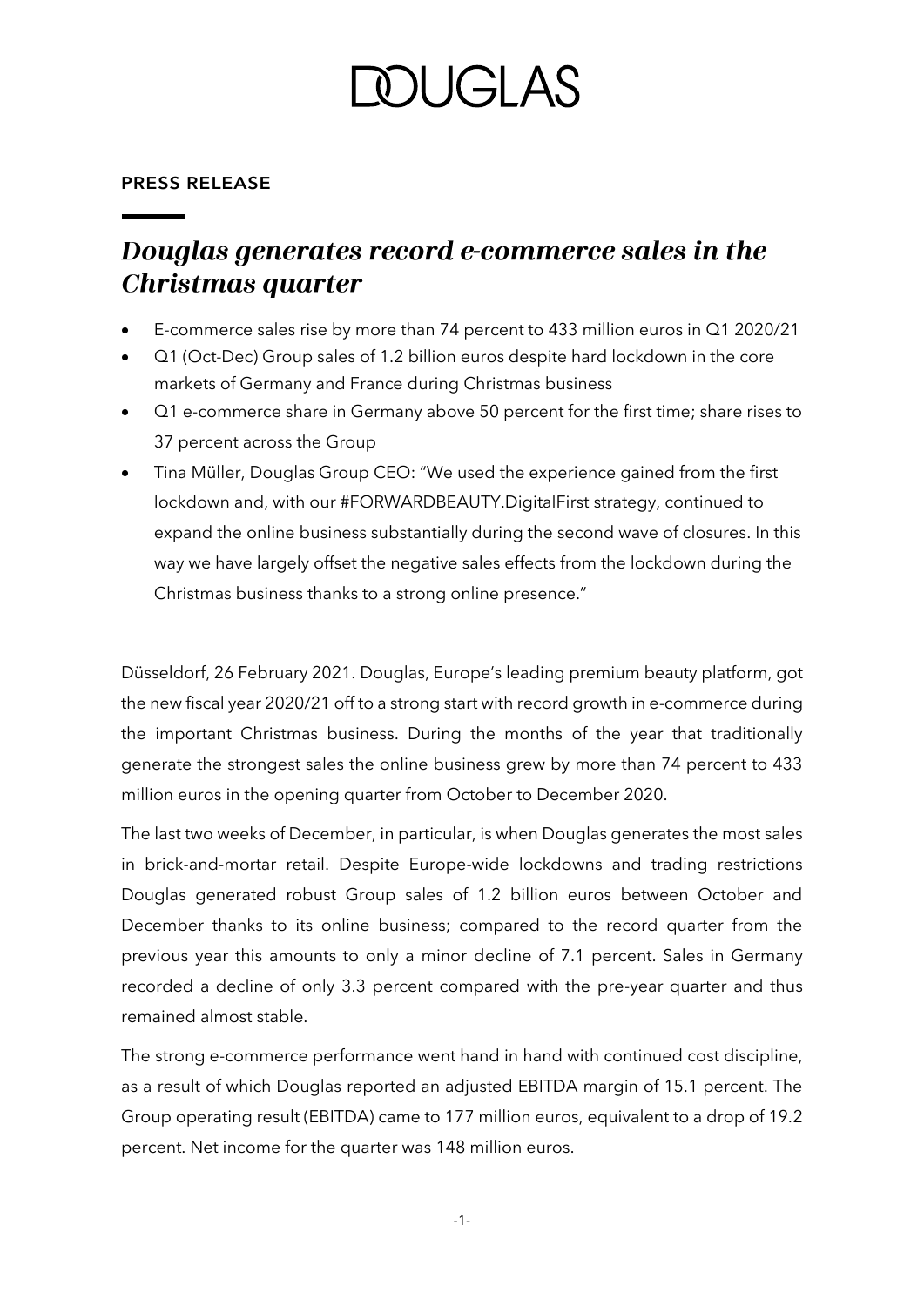# DOUGLAS

**PRESS RELEASE**

## *Douglas generates record e-commerce sales in the Christmas quarter*

- E-commerce sales rise by more than 74 percent to 433 million euros in Q1 2020/21
- Q1 (Oct-Dec) Group sales of 1.2 billion euros despite hard lockdown in the core markets of Germany and France during Christmas business
- Q1 e-commerce share in Germany above 50 percent for the first time; share rises to 37 percent across the Group
- Tina Müller, Douglas Group CEO: "We used the experience gained from the first lockdown and, with our #FORWARDBEAUTY.DigitalFirst strategy, continued to expand the online business substantially during the second wave of closures. In this way we have largely offset the negative sales effects from the lockdown during the Christmas business thanks to a strong online presence."

Düsseldorf, 26 February 2021. Douglas, Europe's leading premium beauty platform, got the new fiscal year 2020/21 off to a strong start with record growth in e-commerce during the important Christmas business. During the months of the year that traditionally generate the strongest sales the online business grew by more than 74 percent to 433 million euros in the opening quarter from October to December 2020.

The last two weeks of December, in particular, is when Douglas generates the most sales in brick-and-mortar retail. Despite Europe-wide lockdowns and trading restrictions Douglas generated robust Group sales of 1.2 billion euros between October and December thanks to its online business; compared to the record quarter from the previous year this amounts to only a minor decline of 7.1 percent. Sales in Germany recorded a decline of only 3.3 percent compared with the pre-year quarter and thus remained almost stable.

The strong e-commerce performance went hand in hand with continued cost discipline, as a result of which Douglas reported an adjusted EBITDA margin of 15.1 percent. The Group operating result (EBITDA) came to 177 million euros, equivalent to a drop of 19.2 percent. Net income for the quarter was 148 million euros.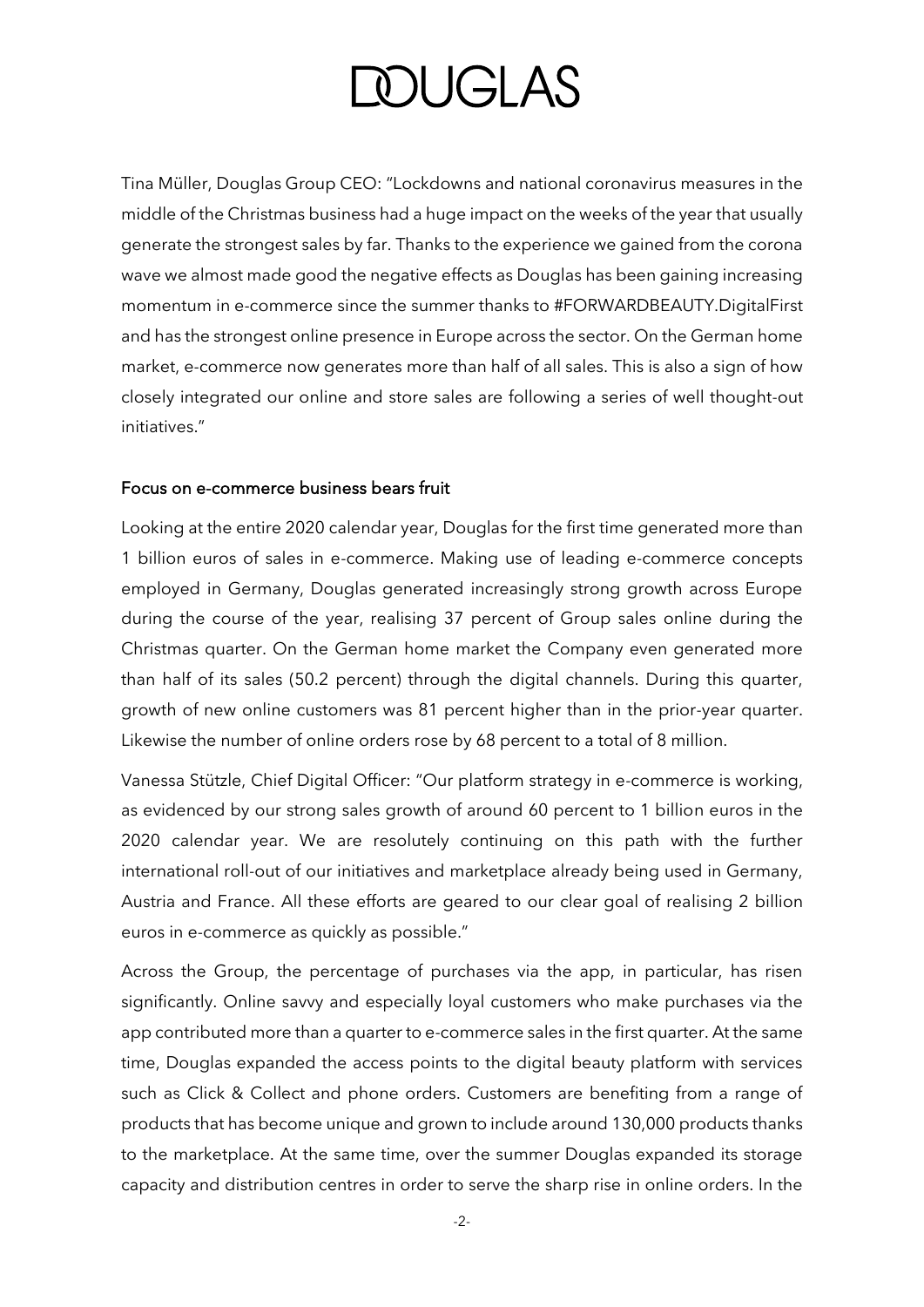Tina Müller, Douglas Group CEO: "Lockdowns and national coronavirus measures in the middle of the Christmas business had a huge impact on the weeks of the year that usually generate the strongest sales by far. Thanks to the experience we gained from the corona wave we almost made good the negative effects as Douglas has been gaining increasing momentum in e-commerce since the summer thanks to #FORWARDBEAUTY.DigitalFirst and has the strongest online presence in Europe across the sector. On the German home market, e-commerce now generates more than half of all sales. This is also a sign of how closely integrated our online and store sales are following a series of well thought-out initiatives."

## Focus on e-commerce business bears fruit

Looking at the entire 2020 calendar year, Douglas for the first time generated more than 1 billion euros of sales in e-commerce. Making use of leading e-commerce concepts employed in Germany, Douglas generated increasingly strong growth across Europe during the course of the year, realising 37 percent of Group sales online during the Christmas quarter. On the German home market the Company even generated more than half of its sales (50.2 percent) through the digital channels. During this quarter, growth of new online customers was 81 percent higher than in the prior-year quarter. Likewise the number of online orders rose by 68 percent to a total of 8 million.

Vanessa Stützle, Chief Digital Officer: "Our platform strategy in e-commerce is working, as evidenced by our strong sales growth of around 60 percent to 1 billion euros in the 2020 calendar year. We are resolutely continuing on this path with the further international roll-out of our initiatives and marketplace already being used in Germany, Austria and France. All these efforts are geared to our clear goal of realising 2 billion euros in e-commerce as quickly as possible."

Across the Group, the percentage of purchases via the app, in particular, has risen significantly. Online savvy and especially loyal customers who make purchases via the app contributed more than a quarter to e-commerce sales in the first quarter. At the same time, Douglas expanded the access points to the digital beauty platform with services such as Click & Collect and phone orders. Customers are benefiting from a range of products that has become unique and grown to include around 130,000 products thanks to the marketplace. At the same time, over the summer Douglas expanded its storage capacity and distribution centres in order to serve the sharp rise in online orders. In the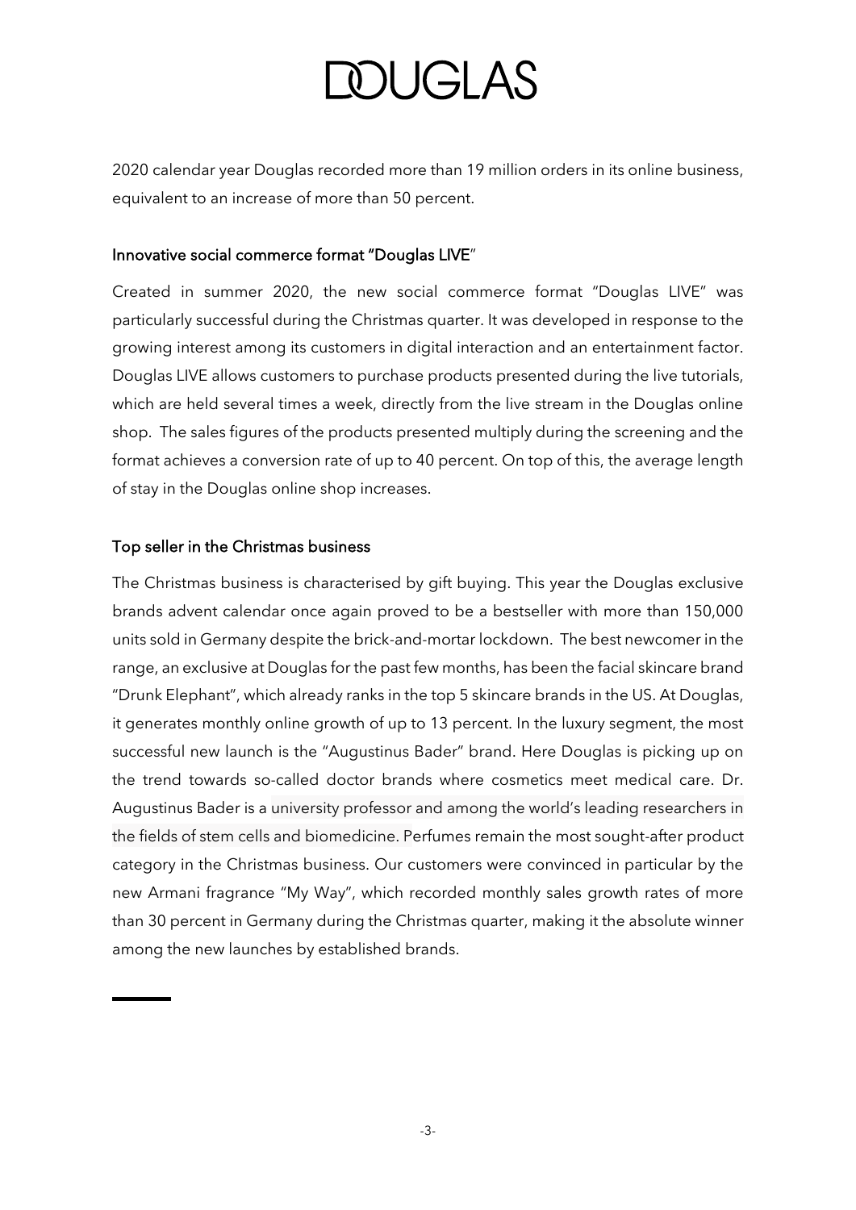2020 calendar year Douglas recorded more than 19 million orders in its online business, equivalent to an increase of more than 50 percent.

### Innovative social commerce format "Douglas LIVE"

Created in summer 2020, the new social commerce format "Douglas LIVE" was particularly successful during the Christmas quarter. It was developed in response to the growing interest among its customers in digital interaction and an entertainment factor. Douglas LIVE allows customers to purchase products presented during the live tutorials, which are held several times a week, directly from the live stream in the Douglas online shop. The sales figures of the products presented multiply during the screening and the format achieves a conversion rate of up to 40 percent. On top of this, the average length of stay in the Douglas online shop increases.

### Top seller in the Christmas business

The Christmas business is characterised by gift buying. This year the Douglas exclusive brands advent calendar once again proved to be a bestseller with more than 150,000 units sold in Germany despite the brick-and-mortar lockdown. The best newcomer in the range, an exclusive at Douglas for the past few months, has been the facial skincare brand "Drunk Elephant", which already ranks in the top 5 skincare brands in the US. At Douglas, it generates monthly online growth of up to 13 percent. In the luxury segment, the most successful new launch is the "Augustinus Bader" brand. Here Douglas is picking up on the trend towards so-called doctor brands where cosmetics meet medical care. Dr. Augustinus Bader is a university professor and among the world's leading researchers in the fields of stem cells and biomedicine. Perfumes remain the most sought-after product category in the Christmas business. Our customers were convinced in particular by the new Armani fragrance "My Way", which recorded monthly sales growth rates of more than 30 percent in Germany during the Christmas quarter, making it the absolute winner among the new launches by established brands.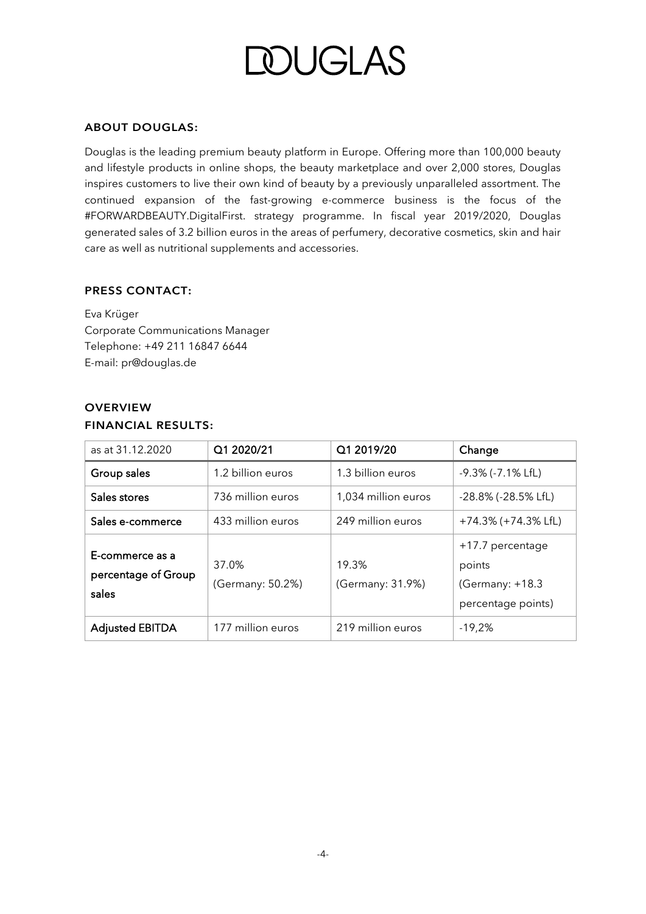# DOUGLAS

### ABOUT DOUGLAS:

Douglas is the leading premium beauty platform in Europe. Offering more than 100,000 beauty and lifestyle products in online shops, the beauty marketplace and over 2,000 stores, Douglas inspires customers to live their own kind of beauty by a previously unparalleled assortment. The continued expansion of the fast-growing e-commerce business is the focus of the #FORWARDBEAUTY.DigitalFirst. strategy programme. In fiscal year 2019/2020, Douglas generated sales of 3.2 billion euros in the areas of perfumery, decorative cosmetics, skin and hair care as well as nutritional supplements and accessories.

### PRESS CONTACT:

Eva Krüger
Corporate Communications Manager
Telephone: +49 211 16847 6644
E-mail: pr@douglas.de

### OVERVIEW
### FINANCIAL RESULTS:

| as at 31.12.2020 | Q1 2020/21 | Q1 2019/20 | Change |
|---|---|---|---|
| **Group sales** | 1.2 billion euros | 1.3 billion euros | -9.3% (-7.1% LfL) |
| **Sales stores** | 736 million euros | 1,034 million euros | -28.8% (-28.5% LfL) |
| **Sales e-commerce** | 433 million euros | 249 million euros | +74.3% (+74.3% LfL) |
| **E-commerce as a percentage of Group sales** | 37.0% (Germany: 50.2%) | 19.3% (Germany: 31.9%) | +17.7 percentage points (Germany: +18.3 percentage points) |
| **Adjusted EBITDA** | 177 million euros | 219 million euros | -19,2% |